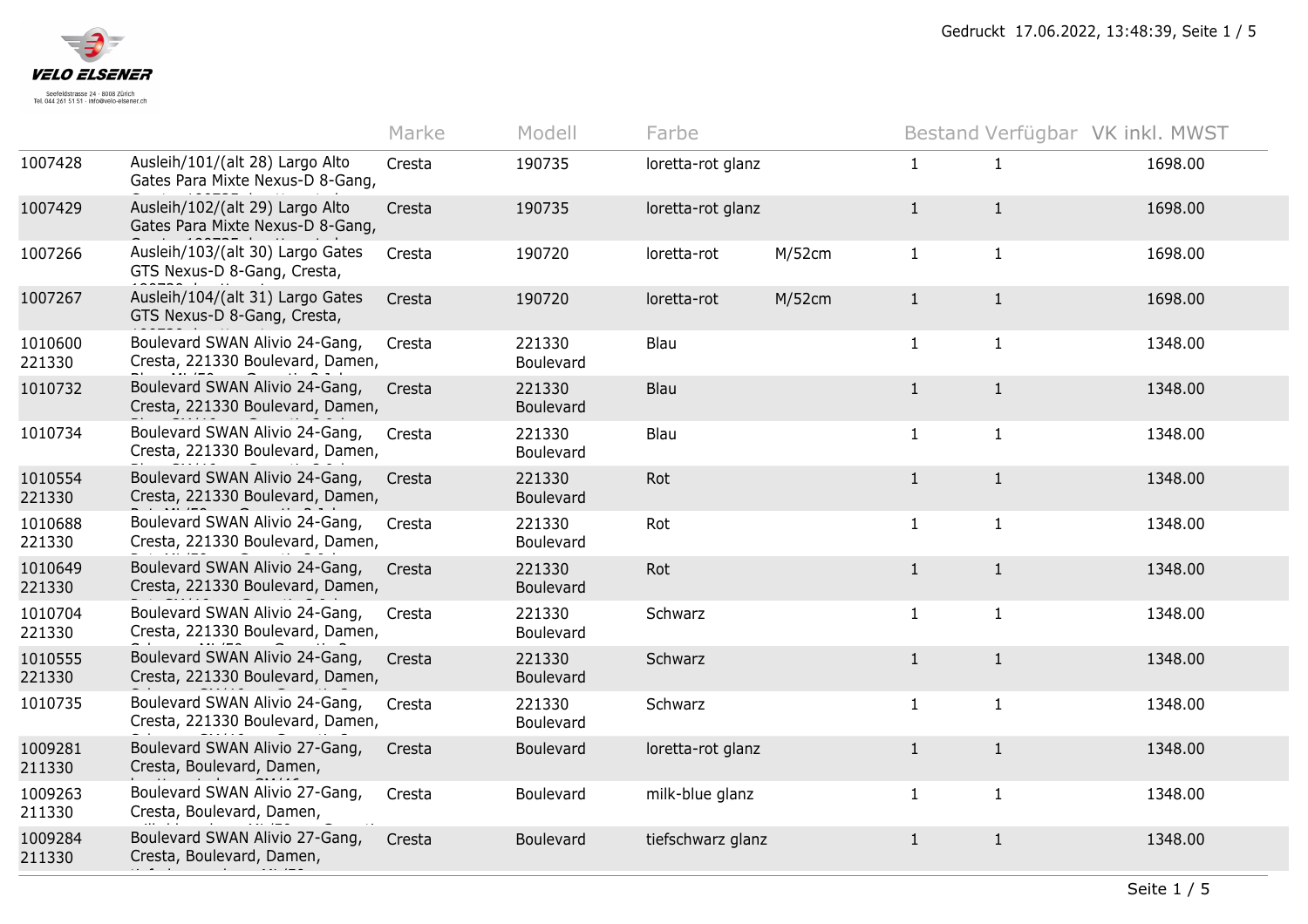VELO ELSENER

Seefeldstrasse 24 · 8008 Zürich
Tel. 044 261 51 51 · info@velo-elsener.ch

Gedruckt 17.06.2022, 13:48:39, Seite 1 / 5

| | | Marke | Modell | Farbe | | Bestand | Verfügbar | VK inkl. MWST |
|---|---|---|---|---|---|---|---|---|
| 1007428 | Ausleih/101/(alt 28) Largo Alto Gates Para Mixte Nexus-D 8-Gang, | Cresta | 190735 | loretta-rot glanz | | 1 | 1 | 1698.00 |
| 1007429 | Ausleih/102/(alt 29) Largo Alto Gates Para Mixte Nexus-D 8-Gang, | Cresta | 190735 | loretta-rot glanz | | 1 | 1 | 1698.00 |
| 1007266 | Ausleih/103/(alt 30) Largo Gates GTS Nexus-D 8-Gang, Cresta, | Cresta | 190720 | loretta-rot | M/52cm | 1 | 1 | 1698.00 |
| 1007267 | Ausleih/104/(alt 31) Largo Gates GTS Nexus-D 8-Gang, Cresta, | Cresta | 190720 | loretta-rot | M/52cm | 1 | 1 | 1698.00 |
| 1010600 221330 | Boulevard SWAN Alivio 24-Gang, Cresta, 221330 Boulevard, Damen, | Cresta | 221330 Boulevard | Blau | | 1 | 1 | 1348.00 |
| 1010732 | Boulevard SWAN Alivio 24-Gang, Cresta, 221330 Boulevard, Damen, | Cresta | 221330 Boulevard | Blau | | 1 | 1 | 1348.00 |
| 1010734 | Boulevard SWAN Alivio 24-Gang, Cresta, 221330 Boulevard, Damen, | Cresta | 221330 Boulevard | Blau | | 1 | 1 | 1348.00 |
| 1010554 221330 | Boulevard SWAN Alivio 24-Gang, Cresta, 221330 Boulevard, Damen, | Cresta | 221330 Boulevard | Rot | | 1 | 1 | 1348.00 |
| 1010688 221330 | Boulevard SWAN Alivio 24-Gang, Cresta, 221330 Boulevard, Damen, | Cresta | 221330 Boulevard | Rot | | 1 | 1 | 1348.00 |
| 1010649 221330 | Boulevard SWAN Alivio 24-Gang, Cresta, 221330 Boulevard, Damen, | Cresta | 221330 Boulevard | Rot | | 1 | 1 | 1348.00 |
| 1010704 221330 | Boulevard SWAN Alivio 24-Gang, Cresta, 221330 Boulevard, Damen, | Cresta | 221330 Boulevard | Schwarz | | 1 | 1 | 1348.00 |
| 1010555 221330 | Boulevard SWAN Alivio 24-Gang, Cresta, 221330 Boulevard, Damen, | Cresta | 221330 Boulevard | Schwarz | | 1 | 1 | 1348.00 |
| 1010735 | Boulevard SWAN Alivio 24-Gang, Cresta, 221330 Boulevard, Damen, | Cresta | 221330 Boulevard | Schwarz | | 1 | 1 | 1348.00 |
| 1009281 211330 | Boulevard SWAN Alivio 27-Gang, Cresta, Boulevard, Damen, | Cresta | Boulevard | loretta-rot glanz | | 1 | 1 | 1348.00 |
| 1009263 211330 | Boulevard SWAN Alivio 27-Gang, Cresta, Boulevard, Damen, | Cresta | Boulevard | milk-blue glanz | | 1 | 1 | 1348.00 |
| 1009284 211330 | Boulevard SWAN Alivio 27-Gang, Cresta, Boulevard, Damen, | Cresta | Boulevard | tiefschwarz glanz | | 1 | 1 | 1348.00 |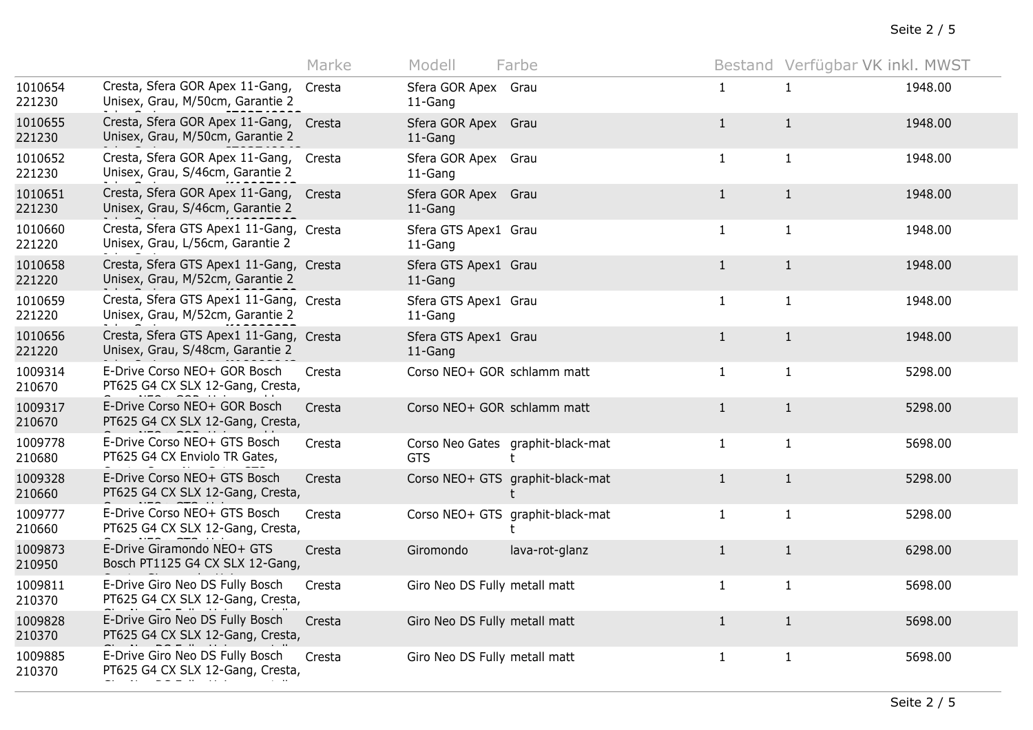| | | Marke | Modell | Farbe | Bestand | Verfügbar | VK inkl. MWST |
|---|---|---|---|---|---|---|---|
| 1010654 221230 | Cresta, Sfera GOR Apex 11-Gang, Unisex, Grau, M/50cm, Garantie 2 | Cresta | Sfera GOR Apex 11-Gang | Grau | 1 | 1 | 1948.00 |
| 1010655 221230 | Cresta, Sfera GOR Apex 11-Gang, Unisex, Grau, M/50cm, Garantie 2 | Cresta | Sfera GOR Apex 11-Gang | Grau | 1 | 1 | 1948.00 |
| 1010652 221230 | Cresta, Sfera GOR Apex 11-Gang, Unisex, Grau, S/46cm, Garantie 2 | Cresta | Sfera GOR Apex 11-Gang | Grau | 1 | 1 | 1948.00 |
| 1010651 221230 | Cresta, Sfera GOR Apex 11-Gang, Unisex, Grau, S/46cm, Garantie 2 | Cresta | Sfera GOR Apex 11-Gang | Grau | 1 | 1 | 1948.00 |
| 1010660 221220 | Cresta, Sfera GTS Apex1 11-Gang, Unisex, Grau, L/56cm, Garantie 2 | Cresta | Sfera GTS Apex1 11-Gang | Grau | 1 | 1 | 1948.00 |
| 1010658 221220 | Cresta, Sfera GTS Apex1 11-Gang, Unisex, Grau, M/52cm, Garantie 2 | Cresta | Sfera GTS Apex1 11-Gang | Grau | 1 | 1 | 1948.00 |
| 1010659 221220 | Cresta, Sfera GTS Apex1 11-Gang, Unisex, Grau, M/52cm, Garantie 2 | Cresta | Sfera GTS Apex1 11-Gang | Grau | 1 | 1 | 1948.00 |
| 1010656 221220 | Cresta, Sfera GTS Apex1 11-Gang, Unisex, Grau, S/48cm, Garantie 2 | Cresta | Sfera GTS Apex1 11-Gang | Grau | 1 | 1 | 1948.00 |
| 1009314 210670 | E-Drive Corso NEO+ GOR Bosch PT625 G4 CX SLX 12-Gang, Cresta, | Cresta | Corso NEO+ GOR | schlamm matt | 1 | 1 | 5298.00 |
| 1009317 210670 | E-Drive Corso NEO+ GOR Bosch PT625 G4 CX SLX 12-Gang, Cresta, | Cresta | Corso NEO+ GOR | schlamm matt | 1 | 1 | 5298.00 |
| 1009778 210680 | E-Drive Corso NEO+ GTS Bosch PT625 G4 CX Enviolo TR Gates, | Cresta | Corso Neo Gates GTS | graphit-black-matt | 1 | 1 | 5698.00 |
| 1009328 210660 | E-Drive Corso NEO+ GTS Bosch PT625 G4 CX SLX 12-Gang, Cresta, | Cresta | Corso NEO+ GTS | graphit-black-matt | 1 | 1 | 5298.00 |
| 1009777 210660 | E-Drive Corso NEO+ GTS Bosch PT625 G4 CX SLX 12-Gang, Cresta, | Cresta | Corso NEO+ GTS | graphit-black-matt | 1 | 1 | 5298.00 |
| 1009873 210950 | E-Drive Giramondo NEO+ GTS Bosch PT1125 G4 CX SLX 12-Gang, | Cresta | Giromondo | lava-rot-glanz | 1 | 1 | 6298.00 |
| 1009811 210370 | E-Drive Giro Neo DS Fully Bosch PT625 G4 CX SLX 12-Gang, Cresta, | Cresta | Giro Neo DS Fully | metall matt | 1 | 1 | 5698.00 |
| 1009828 210370 | E-Drive Giro Neo DS Fully Bosch PT625 G4 CX SLX 12-Gang, Cresta, | Cresta | Giro Neo DS Fully | metall matt | 1 | 1 | 5698.00 |
| 1009885 210370 | E-Drive Giro Neo DS Fully Bosch PT625 G4 CX SLX 12-Gang, Cresta, | Cresta | Giro Neo DS Fully | metall matt | 1 | 1 | 5698.00 |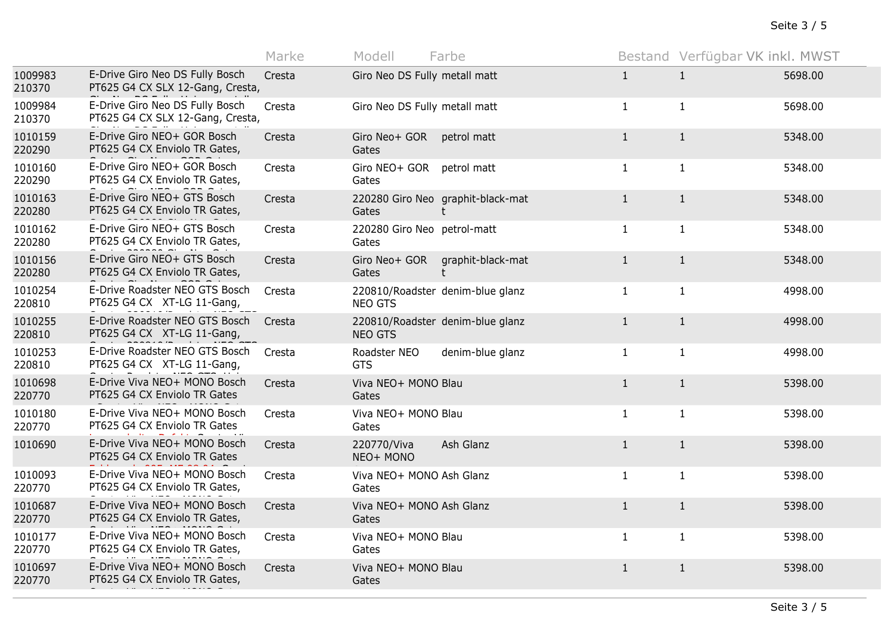| | | Marke | Modell | Farbe | Bestand | Verfügbar | VK inkl. MWST |
|---|---|---|---|---|---|---|---|
| 1009983 210370 | E-Drive Giro Neo DS Fully Bosch PT625 G4 CX SLX 12-Gang, Cresta, | Cresta | Giro Neo DS Fully | metall matt | 1 | 1 | 5698.00 |
| 1009984 210370 | E-Drive Giro Neo DS Fully Bosch PT625 G4 CX SLX 12-Gang, Cresta, | Cresta | Giro Neo DS Fully | metall matt | 1 | 1 | 5698.00 |
| 1010159 220290 | E-Drive Giro NEO+ GOR Bosch PT625 G4 CX Enviolo TR Gates, | Cresta | Giro Neo+ GOR Gates | petrol matt | 1 | 1 | 5348.00 |
| 1010160 220290 | E-Drive Giro NEO+ GOR Bosch PT625 G4 CX Enviolo TR Gates, | Cresta | Giro NEO+ GOR Gates | petrol matt | 1 | 1 | 5348.00 |
| 1010163 220280 | E-Drive Giro NEO+ GTS Bosch PT625 G4 CX Enviolo TR Gates, | Cresta | 220280 Giro Neo Gates | graphit-black-matt | 1 | 1 | 5348.00 |
| 1010162 220280 | E-Drive Giro NEO+ GTS Bosch PT625 G4 CX Enviolo TR Gates, | Cresta | 220280 Giro Neo Gates | petrol-matt | 1 | 1 | 5348.00 |
| 1010156 220280 | E-Drive Giro NEO+ GTS Bosch PT625 G4 CX Enviolo TR Gates, | Cresta | Giro Neo+ GOR Gates | graphit-black-matt | 1 | 1 | 5348.00 |
| 1010254 220810 | E-Drive Roadster NEO GTS Bosch PT625 G4 CX XT-LG 11-Gang, | Cresta | 220810/Roadster NEO GTS | denim-blue glanz | 1 | 1 | 4998.00 |
| 1010255 220810 | E-Drive Roadster NEO GTS Bosch PT625 G4 CX XT-LG 11-Gang, | Cresta | 220810/Roadster NEO GTS | denim-blue glanz | 1 | 1 | 4998.00 |
| 1010253 220810 | E-Drive Roadster NEO GTS Bosch PT625 G4 CX XT-LG 11-Gang, | Cresta | Roadster NEO GTS | denim-blue glanz | 1 | 1 | 4998.00 |
| 1010698 220770 | E-Drive Viva NEO+ MONO Bosch PT625 G4 CX Enviolo TR Gates | Cresta | Viva NEO+ MONO Gates | Blau | 1 | 1 | 5398.00 |
| 1010180 220770 | E-Drive Viva NEO+ MONO Bosch PT625 G4 CX Enviolo TR Gates | Cresta | Viva NEO+ MONO Gates | Blau | 1 | 1 | 5398.00 |
| 1010690 | E-Drive Viva NEO+ MONO Bosch PT625 G4 CX Enviolo TR Gates | Cresta | 220770/Viva NEO+ MONO | Ash Glanz | 1 | 1 | 5398.00 |
| 1010093 220770 | E-Drive Viva NEO+ MONO Bosch PT625 G4 CX Enviolo TR Gates, | Cresta | Viva NEO+ MONO Gates | Ash Glanz | 1 | 1 | 5398.00 |
| 1010687 220770 | E-Drive Viva NEO+ MONO Bosch PT625 G4 CX Enviolo TR Gates, | Cresta | Viva NEO+ MONO Gates | Ash Glanz | 1 | 1 | 5398.00 |
| 1010177 220770 | E-Drive Viva NEO+ MONO Bosch PT625 G4 CX Enviolo TR Gates, | Cresta | Viva NEO+ MONO Gates | Blau | 1 | 1 | 5398.00 |
| 1010697 220770 | E-Drive Viva NEO+ MONO Bosch PT625 G4 CX Enviolo TR Gates, | Cresta | Viva NEO+ MONO Gates | Blau | 1 | 1 | 5398.00 |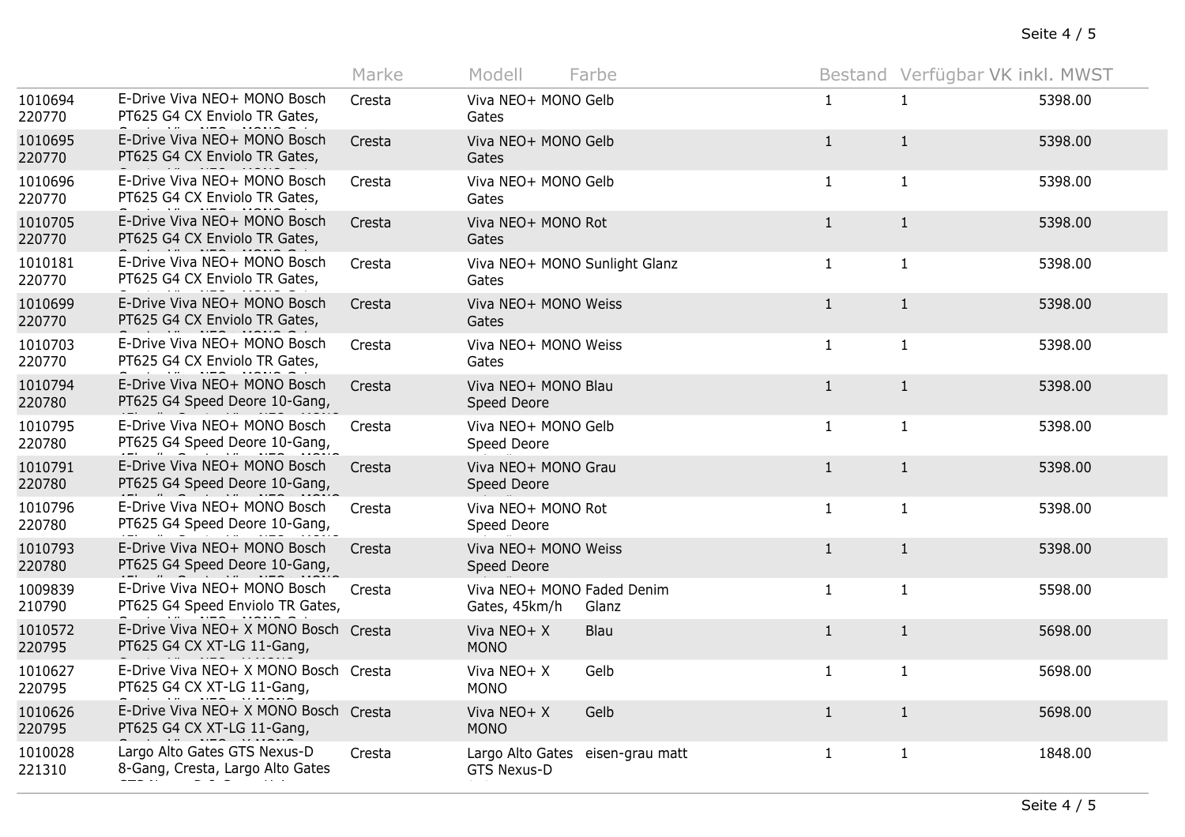| | | Marke | Modell | Farbe | Bestand | Verfügbar | VK inkl. MWST |
|---|---|---|---|---|---|---|---|
| 1010694 220770 | E-Drive Viva NEO+ MONO Bosch PT625 G4 CX Enviolo TR Gates, | Cresta | Viva NEO+ MONO Gates | Gelb | 1 | 1 | 5398.00 |
| 1010695 220770 | E-Drive Viva NEO+ MONO Bosch PT625 G4 CX Enviolo TR Gates, | Cresta | Viva NEO+ MONO Gates | Gelb | 1 | 1 | 5398.00 |
| 1010696 220770 | E-Drive Viva NEO+ MONO Bosch PT625 G4 CX Enviolo TR Gates, | Cresta | Viva NEO+ MONO Gates | Gelb | 1 | 1 | 5398.00 |
| 1010705 220770 | E-Drive Viva NEO+ MONO Bosch PT625 G4 CX Enviolo TR Gates, | Cresta | Viva NEO+ MONO Gates | Rot | 1 | 1 | 5398.00 |
| 1010181 220770 | E-Drive Viva NEO+ MONO Bosch PT625 G4 CX Enviolo TR Gates, | Cresta | Viva NEO+ MONO Gates | Sunlight Glanz | 1 | 1 | 5398.00 |
| 1010699 220770 | E-Drive Viva NEO+ MONO Bosch PT625 G4 CX Enviolo TR Gates, | Cresta | Viva NEO+ MONO Gates | Weiss | 1 | 1 | 5398.00 |
| 1010703 220770 | E-Drive Viva NEO+ MONO Bosch PT625 G4 CX Enviolo TR Gates, | Cresta | Viva NEO+ MONO Gates | Weiss | 1 | 1 | 5398.00 |
| 1010794 220780 | E-Drive Viva NEO+ MONO Bosch PT625 G4 Speed Deore 10-Gang, | Cresta | Viva NEO+ MONO Speed Deore | Blau | 1 | 1 | 5398.00 |
| 1010795 220780 | E-Drive Viva NEO+ MONO Bosch PT625 G4 Speed Deore 10-Gang, | Cresta | Viva NEO+ MONO Speed Deore | Gelb | 1 | 1 | 5398.00 |
| 1010791 220780 | E-Drive Viva NEO+ MONO Bosch PT625 G4 Speed Deore 10-Gang, | Cresta | Viva NEO+ MONO Speed Deore | Grau | 1 | 1 | 5398.00 |
| 1010796 220780 | E-Drive Viva NEO+ MONO Bosch PT625 G4 Speed Deore 10-Gang, | Cresta | Viva NEO+ MONO Speed Deore | Rot | 1 | 1 | 5398.00 |
| 1010793 220780 | E-Drive Viva NEO+ MONO Bosch PT625 G4 Speed Deore 10-Gang, | Cresta | Viva NEO+ MONO Speed Deore | Weiss | 1 | 1 | 5398.00 |
| 1009839 210790 | E-Drive Viva NEO+ MONO Bosch PT625 G4 Speed Enviolo TR Gates, | Cresta | Viva NEO+ MONO Gates, 45km/h | Faded Denim Glanz | 1 | 1 | 5598.00 |
| 1010572 220795 | E-Drive Viva NEO+ X MONO Bosch PT625 G4 CX XT-LG 11-Gang, | Cresta | Viva NEO+ X MONO | Blau | 1 | 1 | 5698.00 |
| 1010627 220795 | E-Drive Viva NEO+ X MONO Bosch PT625 G4 CX XT-LG 11-Gang, | Cresta | Viva NEO+ X MONO | Gelb | 1 | 1 | 5698.00 |
| 1010626 220795 | E-Drive Viva NEO+ X MONO Bosch PT625 G4 CX XT-LG 11-Gang, | Cresta | Viva NEO+ X MONO | Gelb | 1 | 1 | 5698.00 |
| 1010028 221310 | Largo Alto Gates GTS Nexus-D 8-Gang, Cresta, Largo Alto Gates | Cresta | Largo Alto Gates GTS Nexus-D | eisen-grau matt | 1 | 1 | 1848.00 |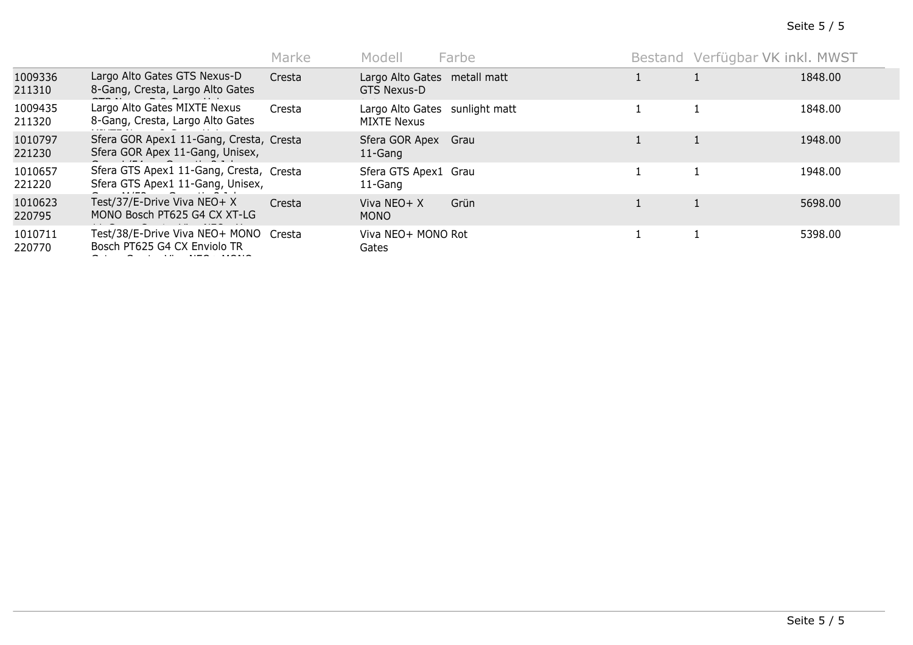| | | Marke | Modell | Farbe | Bestand | Verfügbar | VK inkl. MWST |
|---|---|---|---|---|---|---|---|
| 1009336 211310 | Largo Alto Gates GTS Nexus-D 8-Gang, Cresta, Largo Alto Gates | Cresta | Largo Alto Gates GTS Nexus-D | metall matt | 1 | 1 | 1848.00 |
| 1009435 211320 | Largo Alto Gates MIXTE Nexus 8-Gang, Cresta, Largo Alto Gates | Cresta | Largo Alto Gates MIXTE Nexus | sunlight matt | 1 | 1 | 1848.00 |
| 1010797 221230 | Sfera GOR Apex1 11-Gang, Cresta, Sfera GOR Apex 11-Gang, Unisex, | Cresta | Sfera GOR Apex 11-Gang | Grau | 1 | 1 | 1948.00 |
| 1010657 221220 | Sfera GTS Apex1 11-Gang, Cresta, Sfera GTS Apex1 11-Gang, Unisex, | Cresta | Sfera GTS Apex1 11-Gang | Grau | 1 | 1 | 1948.00 |
| 1010623 220795 | Test/37/E-Drive Viva NEO+ X MONO Bosch PT625 G4 CX XT-LG | Cresta | Viva NEO+ X MONO | Grün | 1 | 1 | 5698.00 |
| 1010711 220770 | Test/38/E-Drive Viva NEO+ MONO Bosch PT625 G4 CX Enviolo TR | Cresta | Viva NEO+ MONO Gates | Rot | 1 | 1 | 5398.00 |